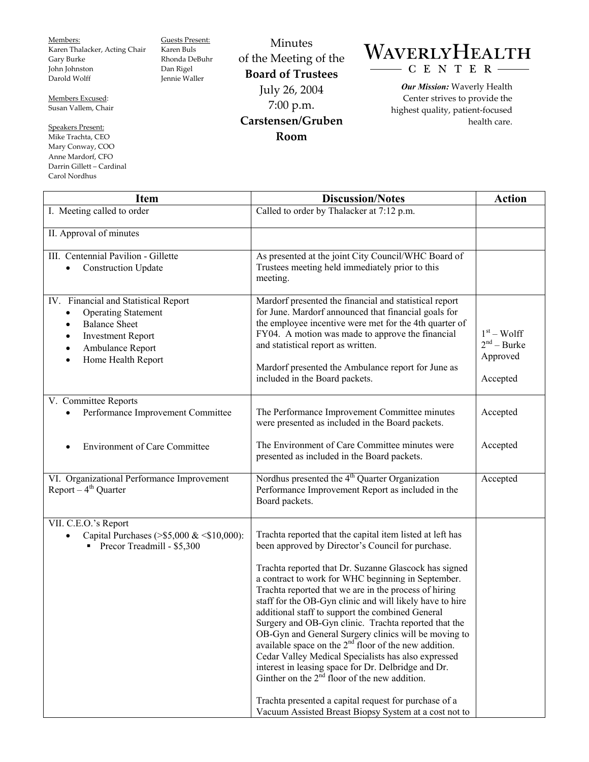Members:
Karen Thalacker, Acting Chair
Gary Burke
John Johnston
Darold Wolff

Members Excused:
Susan Vallem, Chair

Speakers Present:
Mike Trachta, CEO
Mary Conway, COO
Anne Mardorf, CFO
Darrin Gillett – Cardinal
Carol Nordhus

Guests Present:
Karen Buls
Rhonda DeBuhr
Dan Rigel
Jennie Waller

# Minutes of the Meeting of the **Board of Trustees**

July 26, 2004
7:00 p.m.
**Carstensen/Gruben Room**

**WAVERLY HEALTH CENTER**

***Our Mission:*** Waverly Health Center strives to provide the highest quality, patient-focused health care.

| Item | Discussion/Notes | Action |
|---|---|---|
| I. Meeting called to order | Called to order by Thalacker at 7:12 p.m. | |
| II. Approval of minutes | | |
| III. Centennial Pavilion - Gillette<br>• Construction Update | As presented at the joint City Council/WHC Board of Trustees meeting held immediately prior to this meeting. | |
| IV. Financial and Statistical Report<br>• Operating Statement<br>• Balance Sheet<br>• Investment Report<br>• Ambulance Report<br>• Home Health Report | Mardorf presented the financial and statistical report for June. Mardorf announced that financial goals for the employee incentive were met for the 4th quarter of FY04. A motion was made to approve the financial and statistical report as written.<br><br>Mardorf presented the Ambulance report for June as included in the Board packets. | 1st – Wolff<br>2nd – Burke<br>Approved<br><br>Accepted |
| V. Committee Reports<br>• Performance Improvement Committee<br><br>• Environment of Care Committee | The Performance Improvement Committee minutes were presented as included in the Board packets.<br><br>The Environment of Care Committee minutes were presented as included in the Board packets. | Accepted<br><br>Accepted |
| VI. Organizational Performance Improvement Report – 4th Quarter | Nordhus presented the 4th Quarter Organization Performance Improvement Report as included in the Board packets. | Accepted |
| VII. C.E.O.'s Report<br>• Capital Purchases (>$5,000 & <$10,000):<br>▪ Precor Treadmill - $5,300 | Trachta reported that the capital item listed at left has been approved by Director's Council for purchase.<br><br>Trachta reported that Dr. Suzanne Glascock has signed a contract to work for WHC beginning in September. Trachta reported that we are in the process of hiring staff for the OB-Gyn clinic and will likely have to hire additional staff to support the combined General Surgery and OB-Gyn clinic. Trachta reported that the OB-Gyn and General Surgery clinics will be moving to available space on the 2nd floor of the new addition. Cedar Valley Medical Specialists has also expressed interest in leasing space for Dr. Delbridge and Dr. Ginther on the 2nd floor of the new addition.<br><br>Trachta presented a capital request for purchase of a Vacuum Assisted Breast Biopsy System at a cost not to | |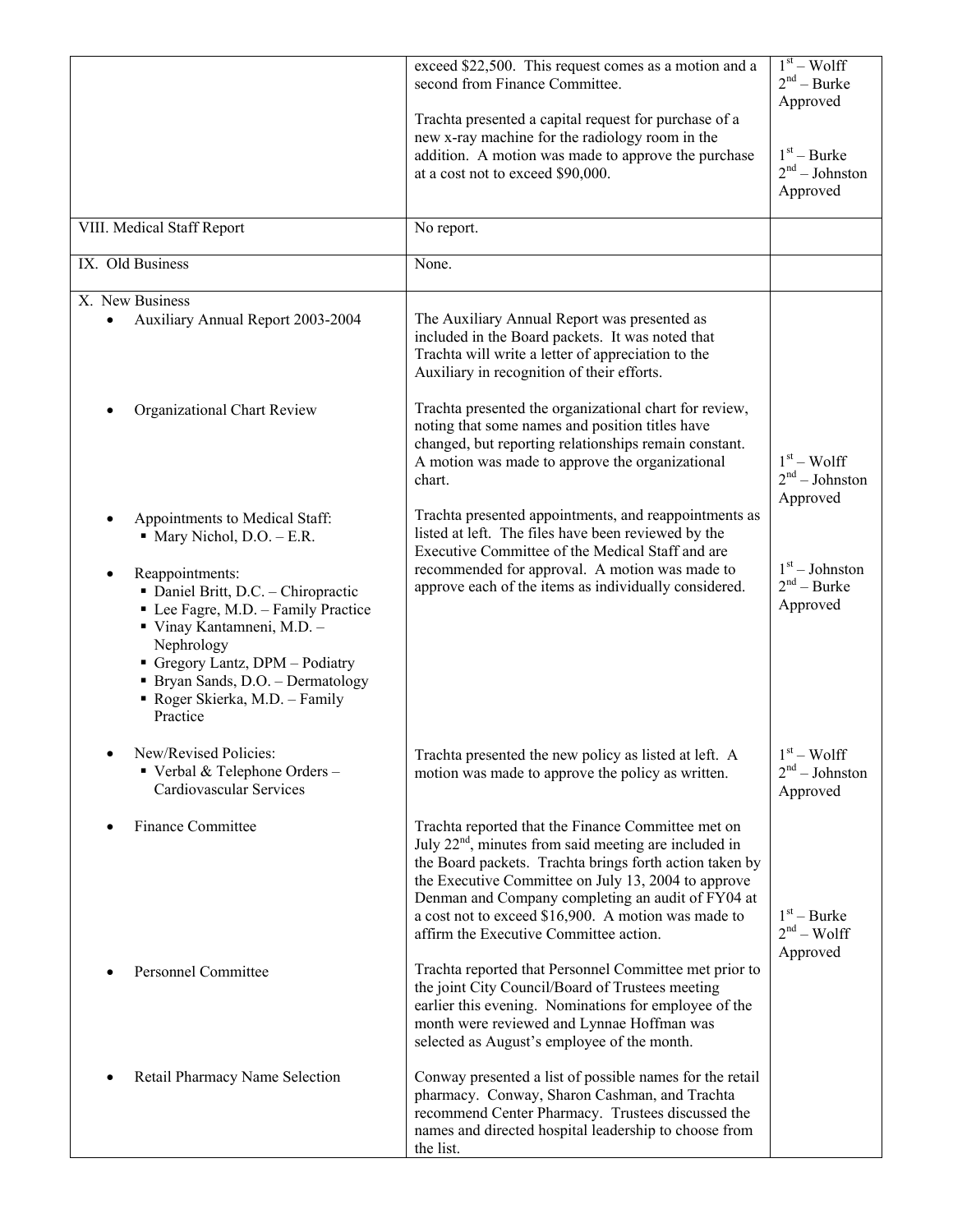| | | |
|---|---|---|
| | exceed $22,500. This request comes as a motion and a second from Finance Committee.<br><br>Trachta presented a capital request for purchase of a new x-ray machine for the radiology room in the addition. A motion was made to approve the purchase at a cost not to exceed $90,000. | 1st – Wolff<br>2nd – Burke<br>Approved<br><br>1st – Burke<br>2nd – Johnston<br>Approved |
| VIII. Medical Staff Report | No report. | |
| IX. Old Business | None. | |
| X. New Business<br>• Auxiliary Annual Report 2003-2004 | The Auxiliary Annual Report was presented as included in the Board packets. It was noted that Trachta will write a letter of appreciation to the Auxiliary in recognition of their efforts. | |
| • Organizational Chart Review | Trachta presented the organizational chart for review, noting that some names and position titles have changed, but reporting relationships remain constant. A motion was made to approve the organizational chart. | 1st – Wolff<br>2nd – Johnston<br>Approved |
| • Appointments to Medical Staff:<br>▪ Mary Nichol, D.O. – E.R.<br><br>• Reappointments:<br>▪ Daniel Britt, D.C. – Chiropractic<br>▪ Lee Fagre, M.D. – Family Practice<br>▪ Vinay Kantamneni, M.D. – Nephrology<br>▪ Gregory Lantz, DPM – Podiatry<br>▪ Bryan Sands, D.O. – Dermatology<br>▪ Roger Skierka, M.D. – Family Practice | Trachta presented appointments, and reappointments as listed at left. The files have been reviewed by the Executive Committee of the Medical Staff and are recommended for approval. A motion was made to approve each of the items as individually considered. | 1st – Johnston<br>2nd – Burke<br>Approved |
| • New/Revised Policies:<br>▪ Verbal & Telephone Orders – Cardiovascular Services | Trachta presented the new policy as listed at left. A motion was made to approve the policy as written. | 1st – Wolff<br>2nd – Johnston<br>Approved |
| • Finance Committee | Trachta reported that the Finance Committee met on July 22nd, minutes from said meeting are included in the Board packets. Trachta brings forth action taken by the Executive Committee on July 13, 2004 to approve Denman and Company completing an audit of FY04 at a cost not to exceed $16,900. A motion was made to affirm the Executive Committee action. | 1st – Burke<br>2nd – Wolff<br>Approved |
| • Personnel Committee | Trachta reported that Personnel Committee met prior to the joint City Council/Board of Trustees meeting earlier this evening. Nominations for employee of the month were reviewed and Lynnae Hoffman was selected as August's employee of the month. | |
| • Retail Pharmacy Name Selection | Conway presented a list of possible names for the retail pharmacy. Conway, Sharon Cashman, and Trachta recommend Center Pharmacy. Trustees discussed the names and directed hospital leadership to choose from the list. | |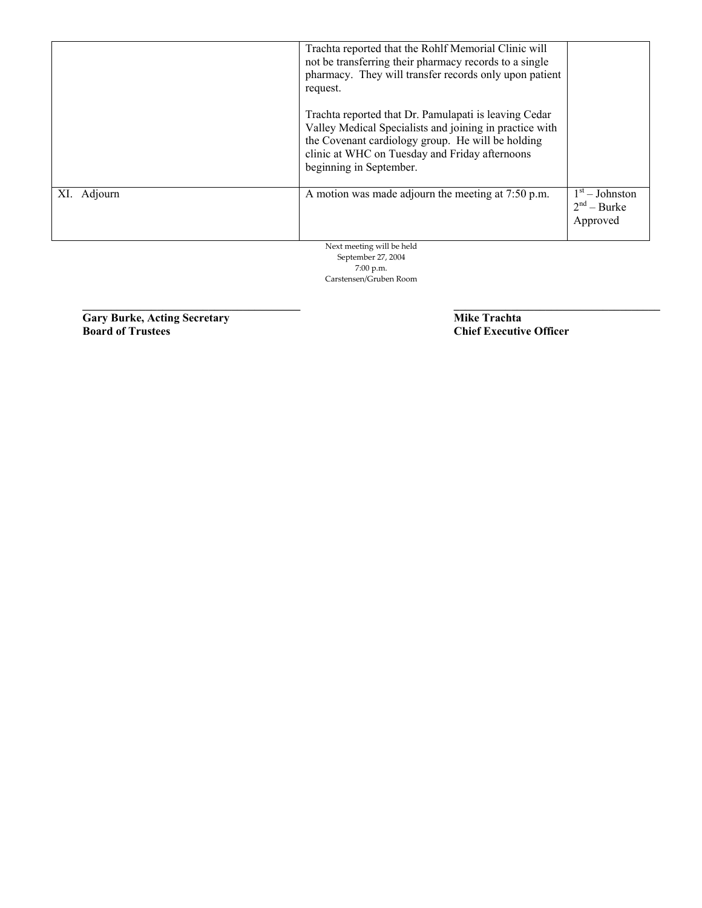| | | |
|---|---|---|
| | Trachta reported that the Rohlf Memorial Clinic will not be transferring their pharmacy records to a single pharmacy. They will transfer records only upon patient request.<br><br>Trachta reported that Dr. Pamulapati is leaving Cedar Valley Medical Specialists and joining in practice with the Covenant cardiology group. He will be holding clinic at WHC on Tuesday and Friday afternoons beginning in September. | |
| XI. Adjourn | A motion was made adjourn the meeting at 7:50 p.m. | 1st – Johnston<br>2nd – Burke<br>Approved |

Next meeting will be held
September 27, 2004
7:00 p.m.
Carstensen/Gruben Room

**Gary Burke, Acting Secretary**
**Board of Trustees**

**Mike Trachta**
**Chief Executive Officer**